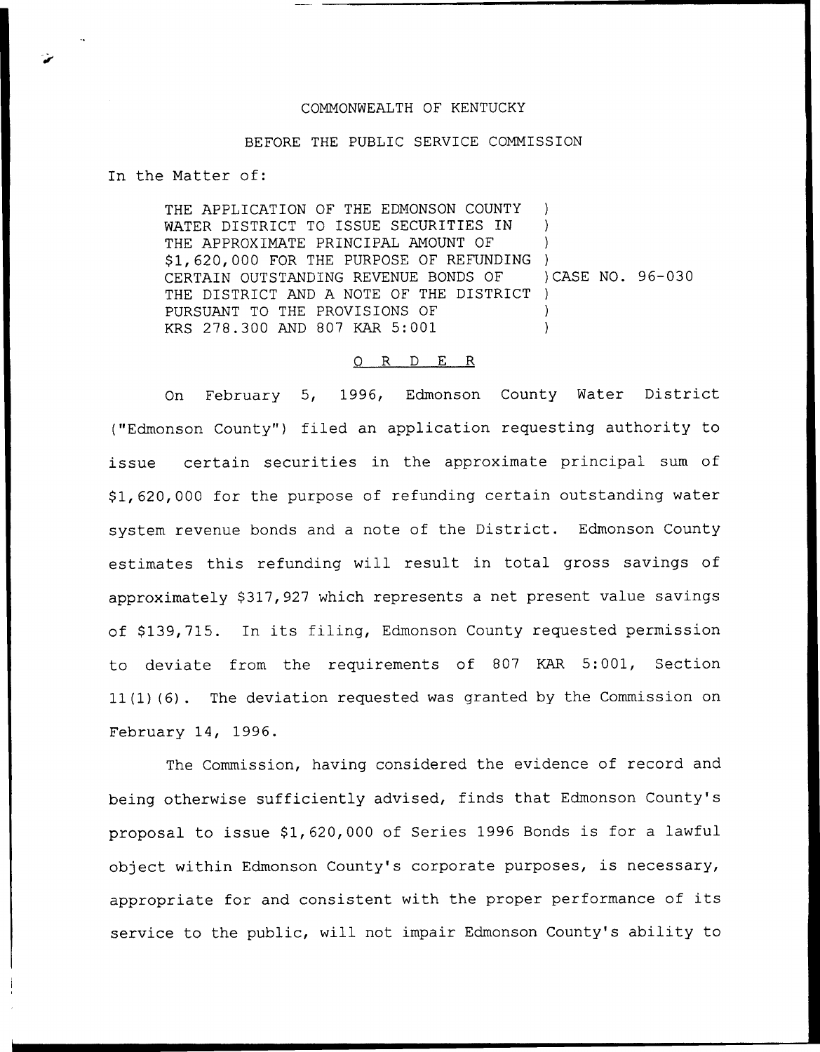COMMONWEALTH OF KENTUCKY

BEFORE THE PUBLIC SERVICE COMMISSION

In the Matter of:

THE APPLICATION OF THE EDMONSON COUNTY WATER DISTRICT TO ISSUE SECURITIES IN THE APPROXIMATE PRINCIPAL AMOUNT OF $1,620,000 FOR THE PURPOSE OF REFUNDING CERTAIN OUTSTANDING REVENUE BONDS OF THE DISTRICT AND A NOTE OF THE DISTRICT PURSUANT TO THE PROVISIONS OF KRS 278.300 AND 807 KAR 5:001 ) CASE NO. 96-030

O R D E R

On February 5, 1996, Edmonson County Water District ("Edmonson County") filed an application requesting authority to issue certain securities in the approximate principal sum of $1,620,000 for the purpose of refunding certain outstanding water system revenue bonds and a note of the District. Edmonson County estimates this refunding will result in total gross savings of approximately $317,927 which represents a net present value savings of $139,715. In its filing, Edmonson County requested permission to deviate from the requirements of 807 KAR 5:001, Section 11(1)(6). The deviation requested was granted by the Commission on February 14, 1996.

The Commission, having considered the evidence of record and being otherwise sufficiently advised, finds that Edmonson County's proposal to issue $1,620,000 of Series 1996 Bonds is for a lawful object within Edmonson County's corporate purposes, is necessary, appropriate for and consistent with the proper performance of its service to the public, will not impair Edmonson County's ability to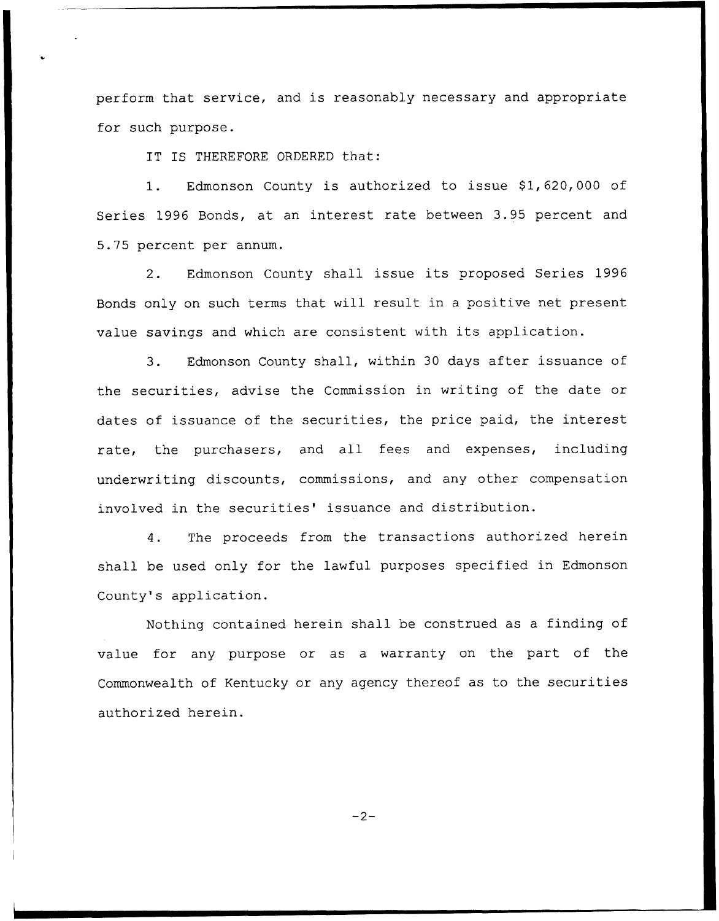perform that service, and is reasonably necessary and appropriate for such purpose.

IT IS THEREFORE ORDERED that:

1. Edmonson County is authorized to issue $1,620,000 of Series 1996 Bonds, at an interest rate between 3.95 percent and 5.75 percent per annum.

2. Edmonson County shall issue its proposed Series 1996 Bonds only on such terms that will result in a positive net present value savings and which are consistent with its application.

3. Edmonson County shall, within 30 days after issuance of the securities, advise the Commission in writing of the date or dates of issuance of the securities, the price paid, the interest rate, the purchasers, and all fees and expenses, including underwriting discounts, commissions, and any other compensation involved in the securities' issuance and distribution.

4. The proceeds from the transactions authorized herein shall be used only for the lawful purposes specified in Edmonson County's application.

Nothing contained herein shall be construed as a finding of value for any purpose or as a warranty on the part of the Commonwealth of Kentucky or any agency thereof as to the securities authorized herein.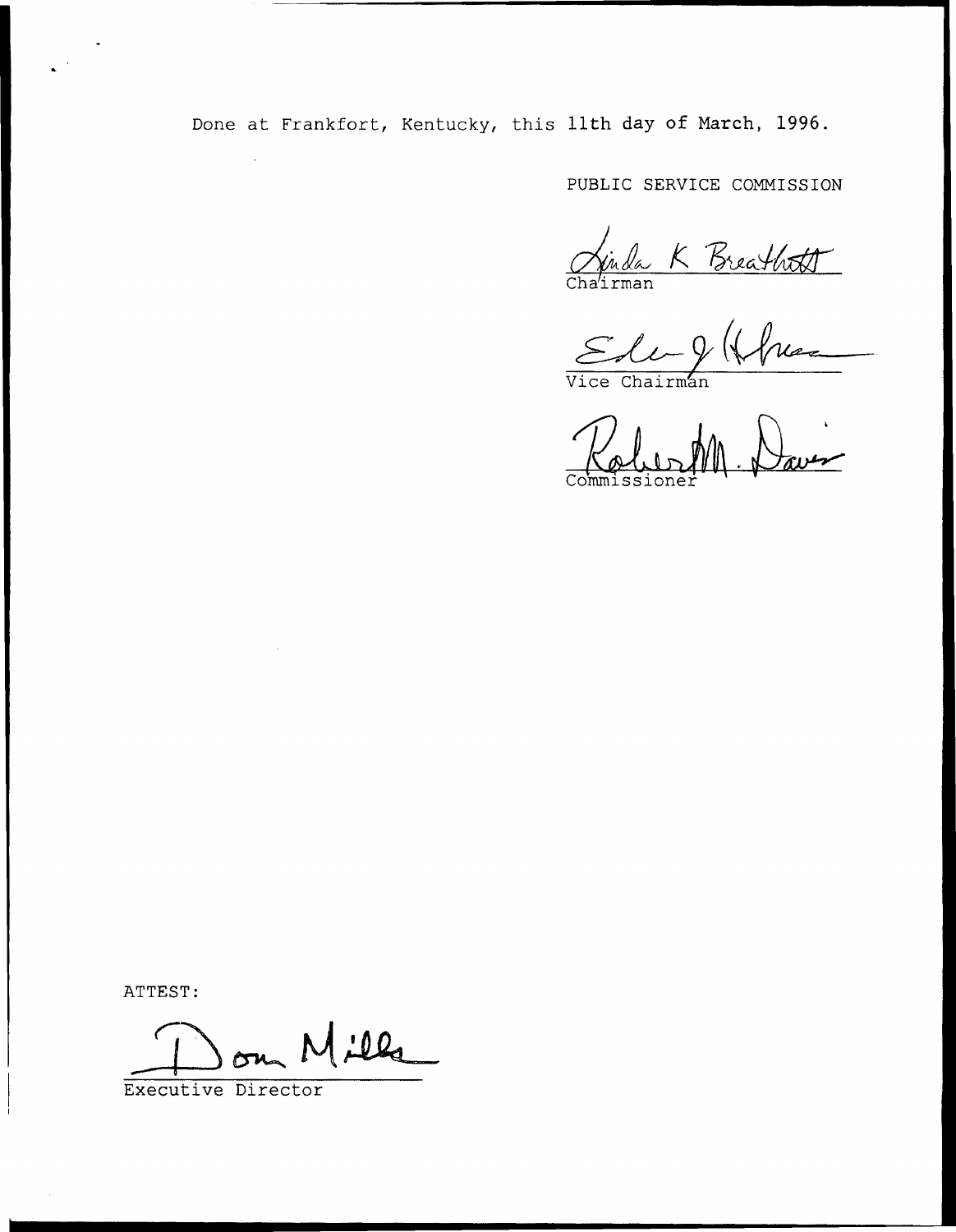Done at Frankfort, Kentucky, this 11th day of March, 1996.

PUBLIC SERVICE COMMISSION

Linda K Breathitt
Chairman

Ed J Holmes
Vice Chairman

Robert M. Davis
Commissioner

ATTEST:

Don Mills
Executive Director